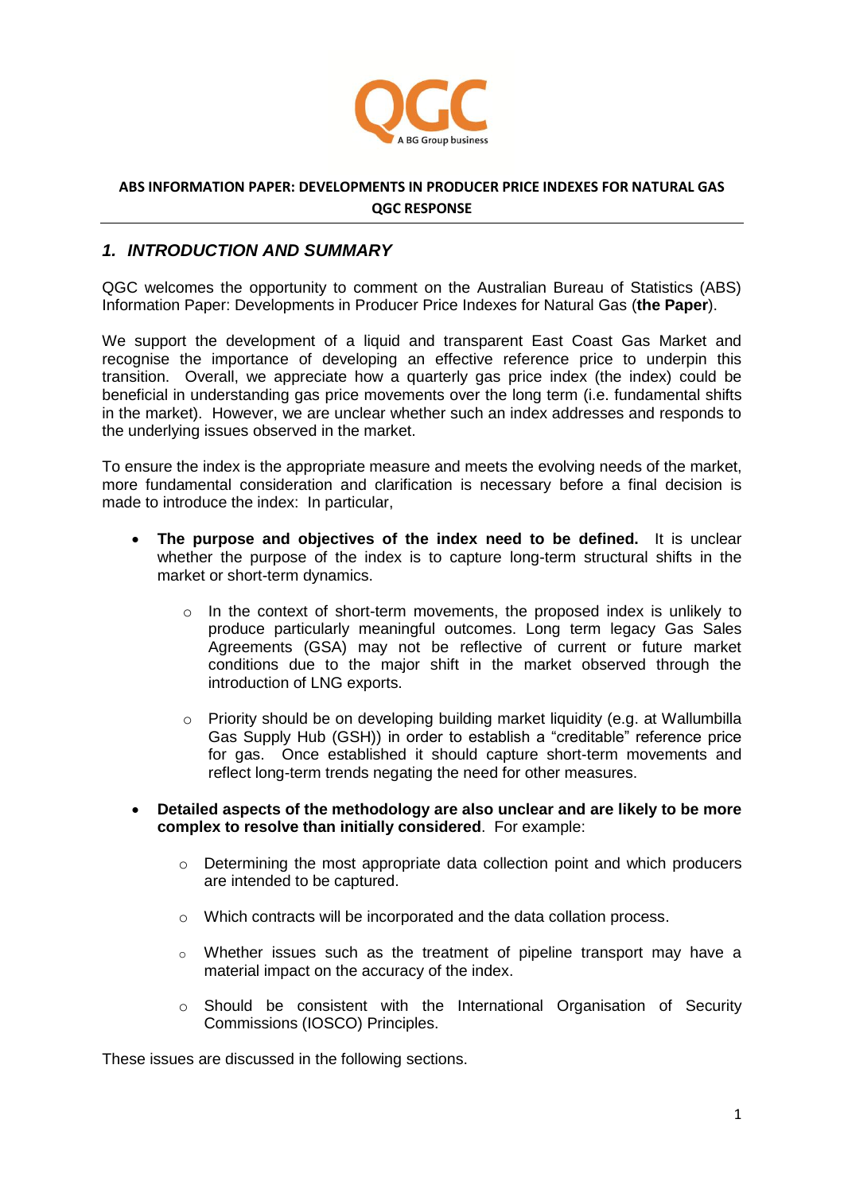QGC

A BG Group business

**ABS INFORMATION PAPER: DEVELOPMENTS IN PRODUCER PRICE INDEXES FOR NATURAL GAS**

**QGC RESPONSE**

## *1. INTRODUCTION AND SUMMARY*

QGC welcomes the opportunity to comment on the Australian Bureau of Statistics (ABS) Information Paper: Developments in Producer Price Indexes for Natural Gas (**the Paper**).

We support the development of a liquid and transparent East Coast Gas Market and recognise the importance of developing an effective reference price to underpin this transition. Overall, we appreciate how a quarterly gas price index (the index) could be beneficial in understanding gas price movements over the long term (i.e. fundamental shifts in the market). However, we are unclear whether such an index addresses and responds to the underlying issues observed in the market.

To ensure the index is the appropriate measure and meets the evolving needs of the market, more fundamental consideration and clarification is necessary before a final decision is made to introduce the index: In particular,

- **The purpose and objectives of the index need to be defined.** It is unclear whether the purpose of the index is to capture long-term structural shifts in the market or short-term dynamics.
  - In the context of short-term movements, the proposed index is unlikely to produce particularly meaningful outcomes. Long term legacy Gas Sales Agreements (GSA) may not be reflective of current or future market conditions due to the major shift in the market observed through the introduction of LNG exports.
  - Priority should be on developing building market liquidity (e.g. at Wallumbilla Gas Supply Hub (GSH)) in order to establish a "creditable" reference price for gas. Once established it should capture short-term movements and reflect long-term trends negating the need for other measures.
- **Detailed aspects of the methodology are also unclear and are likely to be more complex to resolve than initially considered**. For example:
  - Determining the most appropriate data collection point and which producers are intended to be captured.
  - Which contracts will be incorporated and the data collation process.
  - Whether issues such as the treatment of pipeline transport may have a material impact on the accuracy of the index.
  - Should be consistent with the International Organisation of Security Commissions (IOSCO) Principles.

These issues are discussed in the following sections.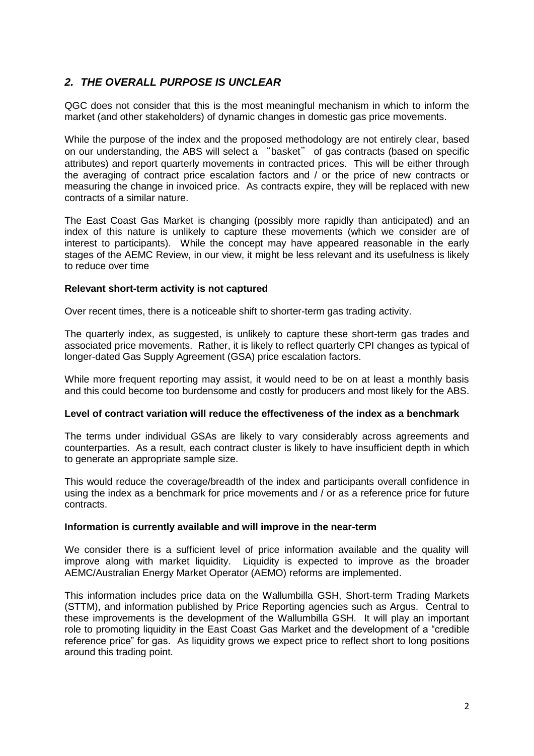## *2. THE OVERALL PURPOSE IS UNCLEAR*

QGC does not consider that this is the most meaningful mechanism in which to inform the market (and other stakeholders) of dynamic changes in domestic gas price movements.

While the purpose of the index and the proposed methodology are not entirely clear, based on our understanding, the ABS will select a "basket" of gas contracts (based on specific attributes) and report quarterly movements in contracted prices. This will be either through the averaging of contract price escalation factors and / or the price of new contracts or measuring the change in invoiced price. As contracts expire, they will be replaced with new contracts of a similar nature.

The East Coast Gas Market is changing (possibly more rapidly than anticipated) and an index of this nature is unlikely to capture these movements (which we consider are of interest to participants). While the concept may have appeared reasonable in the early stages of the AEMC Review, in our view, it might be less relevant and its usefulness is likely to reduce over time

**Relevant short-term activity is not captured**

Over recent times, there is a noticeable shift to shorter-term gas trading activity.

The quarterly index, as suggested, is unlikely to capture these short-term gas trades and associated price movements. Rather, it is likely to reflect quarterly CPI changes as typical of longer-dated Gas Supply Agreement (GSA) price escalation factors.

While more frequent reporting may assist, it would need to be on at least a monthly basis and this could become too burdensome and costly for producers and most likely for the ABS.

**Level of contract variation will reduce the effectiveness of the index as a benchmark**

The terms under individual GSAs are likely to vary considerably across agreements and counterparties. As a result, each contract cluster is likely to have insufficient depth in which to generate an appropriate sample size.

This would reduce the coverage/breadth of the index and participants overall confidence in using the index as a benchmark for price movements and / or as a reference price for future contracts.

**Information is currently available and will improve in the near-term**

We consider there is a sufficient level of price information available and the quality will improve along with market liquidity. Liquidity is expected to improve as the broader AEMC/Australian Energy Market Operator (AEMO) reforms are implemented.

This information includes price data on the Wallumbilla GSH, Short-term Trading Markets (STTM), and information published by Price Reporting agencies such as Argus. Central to these improvements is the development of the Wallumbilla GSH. It will play an important role to promoting liquidity in the East Coast Gas Market and the development of a "credible reference price" for gas. As liquidity grows we expect price to reflect short to long positions around this trading point.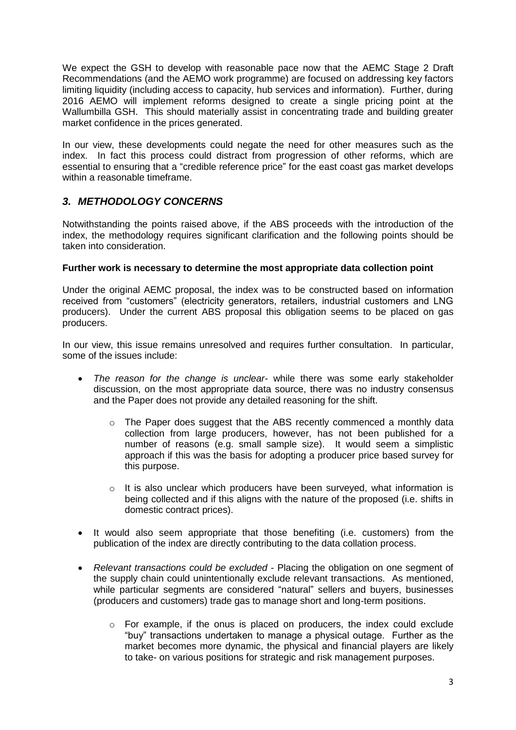We expect the GSH to develop with reasonable pace now that the AEMC Stage 2 Draft Recommendations (and the AEMO work programme) are focused on addressing key factors limiting liquidity (including access to capacity, hub services and information). Further, during 2016 AEMO will implement reforms designed to create a single pricing point at the Wallumbilla GSH. This should materially assist in concentrating trade and building greater market confidence in the prices generated.

In our view, these developments could negate the need for other measures such as the index. In fact this process could distract from progression of other reforms, which are essential to ensuring that a "credible reference price" for the east coast gas market develops within a reasonable timeframe.

## *3. METHODOLOGY CONCERNS*

Notwithstanding the points raised above, if the ABS proceeds with the introduction of the index, the methodology requires significant clarification and the following points should be taken into consideration.

**Further work is necessary to determine the most appropriate data collection point**

Under the original AEMC proposal, the index was to be constructed based on information received from "customers" (electricity generators, retailers, industrial customers and LNG producers). Under the current ABS proposal this obligation seems to be placed on gas producers.

In our view, this issue remains unresolved and requires further consultation. In particular, some of the issues include:

- *The reason for the change is unclear*- while there was some early stakeholder discussion, on the most appropriate data source, there was no industry consensus and the Paper does not provide any detailed reasoning for the shift.
    - The Paper does suggest that the ABS recently commenced a monthly data collection from large producers, however, has not been published for a number of reasons (e.g. small sample size). It would seem a simplistic approach if this was the basis for adopting a producer price based survey for this purpose.
    - It is also unclear which producers have been surveyed, what information is being collected and if this aligns with the nature of the proposed (i.e. shifts in domestic contract prices).
- It would also seem appropriate that those benefiting (i.e. customers) from the publication of the index are directly contributing to the data collation process.
- *Relevant transactions could be excluded* - Placing the obligation on one segment of the supply chain could unintentionally exclude relevant transactions. As mentioned, while particular segments are considered "natural" sellers and buyers, businesses (producers and customers) trade gas to manage short and long-term positions.
    - For example, if the onus is placed on producers, the index could exclude "buy" transactions undertaken to manage a physical outage. Further as the market becomes more dynamic, the physical and financial players are likely to take- on various positions for strategic and risk management purposes.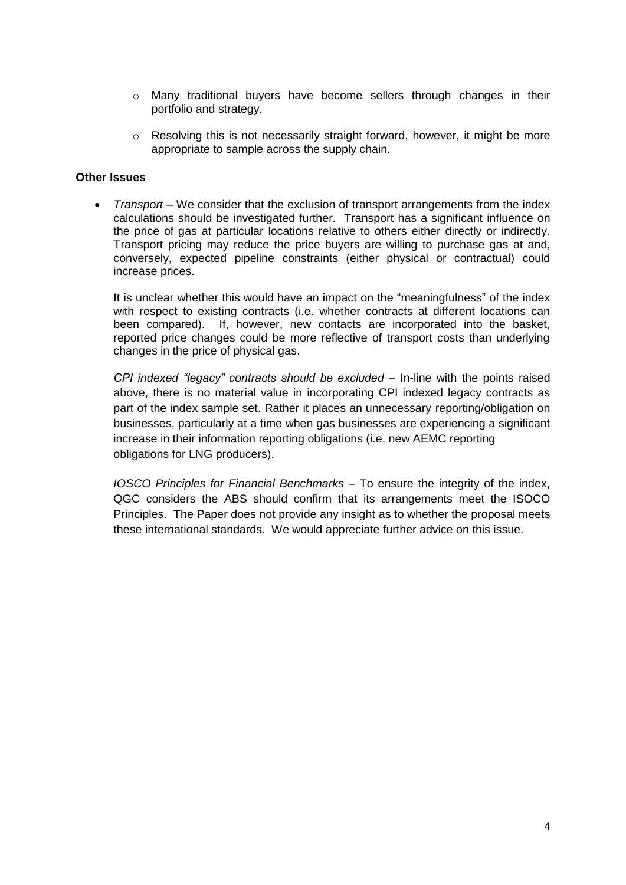- Many traditional buyers have become sellers through changes in their portfolio and strategy.

  - Resolving this is not necessarily straight forward, however, it might be more appropriate to sample across the supply chain.

**Other Issues**

- *Transport* – We consider that the exclusion of transport arrangements from the index calculations should be investigated further. Transport has a significant influence on the price of gas at particular locations relative to others either directly or indirectly. Transport pricing may reduce the price buyers are willing to purchase gas at and, conversely, expected pipeline constraints (either physical or contractual) could increase prices.

  It is unclear whether this would have an impact on the "meaningfulness" of the index with respect to existing contracts (i.e. whether contracts at different locations can been compared). If, however, new contacts are incorporated into the basket, reported price changes could be more reflective of transport costs than underlying changes in the price of physical gas.

  *CPI indexed "legacy" contracts should be excluded* – In-line with the points raised above, there is no material value in incorporating CPI indexed legacy contracts as part of the index sample set. Rather it places an unnecessary reporting/obligation on businesses, particularly at a time when gas businesses are experiencing a significant increase in their information reporting obligations (i.e. new AEMC reporting obligations for LNG producers).

  *IOSCO Principles for Financial Benchmarks* – To ensure the integrity of the index, QGC considers the ABS should confirm that its arrangements meet the ISOCO Principles. The Paper does not provide any insight as to whether the proposal meets these international standards. We would appreciate further advice on this issue.